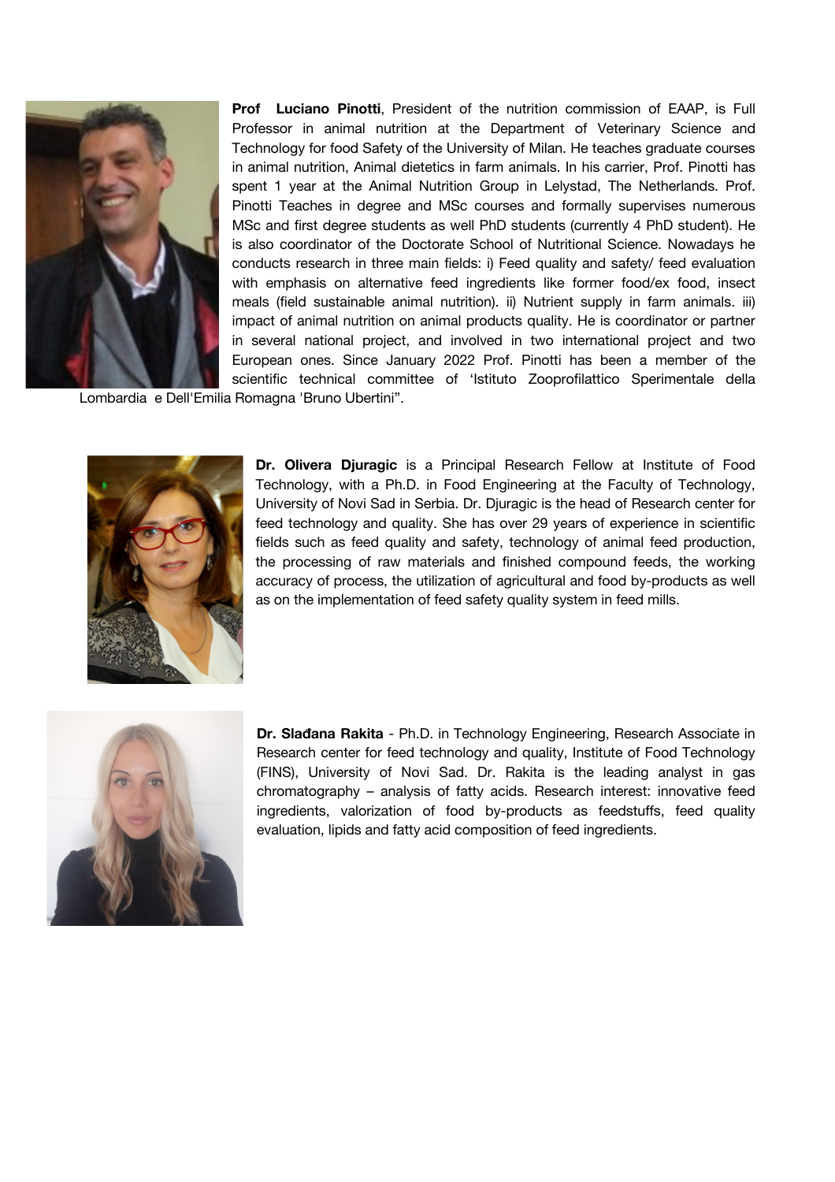**Prof Luciano Pinotti**, President of the nutrition commission of EAAP, is Full Professor in animal nutrition at the Department of Veterinary Science and Technology for food Safety of the University of Milan. He teaches graduate courses in animal nutrition, Animal dietetics in farm animals. In his carrier, Prof. Pinotti has spent 1 year at the Animal Nutrition Group in Lelystad, The Netherlands. Prof. Pinotti Teaches in degree and MSc courses and formally supervises numerous MSc and first degree students as well PhD students (currently 4 PhD student). He is also coordinator of the Doctorate School of Nutritional Science. Nowadays he conducts research in three main fields: i) Feed quality and safety/ feed evaluation with emphasis on alternative feed ingredients like former food/ex food, insect meals (field sustainable animal nutrition). ii) Nutrient supply in farm animals. iii) impact of animal nutrition on animal products quality. He is coordinator or partner in several national project, and involved in two international project and two European ones. Since January 2022 Prof. Pinotti has been a member of the scientific technical committee of 'Istituto Zooprofilattico Sperimentale della Lombardia e Dell'Emilia Romagna 'Bruno Ubertini".

**Dr. Olivera Djuragic** is a Principal Research Fellow at Institute of Food Technology, with a Ph.D. in Food Engineering at the Faculty of Technology, University of Novi Sad in Serbia. Dr. Djuragic is the head of Research center for feed technology and quality. She has over 29 years of experience in scientific fields such as feed quality and safety, technology of animal feed production, the processing of raw materials and finished compound feeds, the working accuracy of process, the utilization of agricultural and food by-products as well as on the implementation of feed safety quality system in feed mills.

**Dr. Slađana Rakita** - Ph.D. in Technology Engineering, Research Associate in Research center for feed technology and quality, Institute of Food Technology (FINS), University of Novi Sad. Dr. Rakita is the leading analyst in gas chromatography – analysis of fatty acids. Research interest: innovative feed ingredients, valorization of food by-products as feedstuffs, feed quality evaluation, lipids and fatty acid composition of feed ingredients.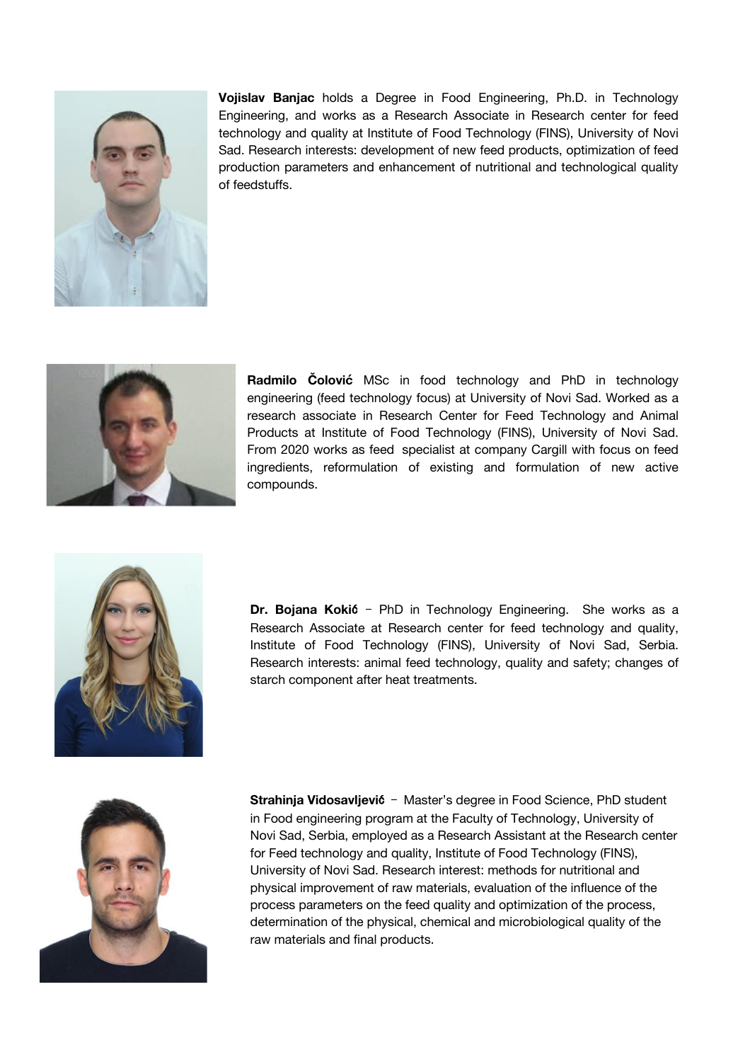**Vojislav Banjac** holds a Degree in Food Engineering, Ph.D. in Technology Engineering, and works as a Research Associate in Research center for feed technology and quality at Institute of Food Technology (FINS), University of Novi Sad. Research interests: development of new feed products, optimization of feed production parameters and enhancement of nutritional and technological quality of feedstuffs.

**Radmilo Čolović** MSc in food technology and PhD in technology engineering (feed technology focus) at University of Novi Sad. Worked as a research associate in Research Center for Feed Technology and Animal Products at Institute of Food Technology (FINS), University of Novi Sad. From 2020 works as feed specialist at company Cargill with focus on feed ingredients, reformulation of existing and formulation of new active compounds.

**Dr. Bojana Kokić** – PhD in Technology Engineering. She works as a Research Associate at Research center for feed technology and quality, Institute of Food Technology (FINS), University of Novi Sad, Serbia. Research interests: animal feed technology, quality and safety; changes of starch component after heat treatments.

**Strahinja Vidosavljević** – Master's degree in Food Science, PhD student in Food engineering program at the Faculty of Technology, University of Novi Sad, Serbia, employed as a Research Assistant at the Research center for Feed technology and quality, Institute of Food Technology (FINS), University of Novi Sad. Research interest: methods for nutritional and physical improvement of raw materials, evaluation of the influence of the process parameters on the feed quality and optimization of the process, determination of the physical, chemical and microbiological quality of the raw materials and final products.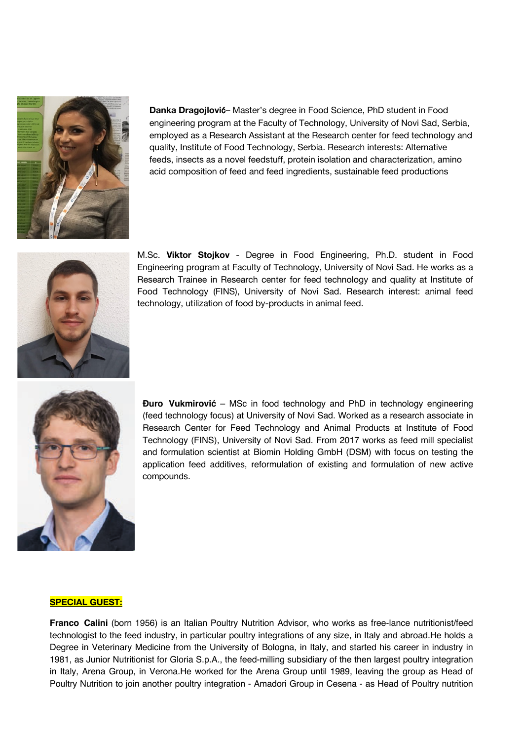**Danka Dragojlović**– Master's degree in Food Science, PhD student in Food engineering program at the Faculty of Technology, University of Novi Sad, Serbia, employed as a Research Assistant at the Research center for feed technology and quality, Institute of Food Technology, Serbia. Research interests: Alternative feeds, insects as a novel feedstuff, protein isolation and characterization, amino acid composition of feed and feed ingredients, sustainable feed productions

M.Sc. **Viktor Stojkov** - Degree in Food Engineering, Ph.D. student in Food Engineering program at Faculty of Technology, University of Novi Sad. He works as a Research Trainee in Research center for feed technology and quality at Institute of Food Technology (FINS), University of Novi Sad. Research interest: animal feed technology, utilization of food by-products in animal feed.

**Đuro Vukmirović** – MSc in food technology and PhD in technology engineering (feed technology focus) at University of Novi Sad. Worked as a research associate in Research Center for Feed Technology and Animal Products at Institute of Food Technology (FINS), University of Novi Sad. From 2017 works as feed mill specialist and formulation scientist at Biomin Holding GmbH (DSM) with focus on testing the application feed additives, reformulation of existing and formulation of new active compounds.

**SPECIAL GUEST:**

**Franco Calini** (born 1956) is an Italian Poultry Nutrition Advisor, who works as free-lance nutritionist/feed technologist to the feed industry, in particular poultry integrations of any size, in Italy and abroad.He holds a Degree in Veterinary Medicine from the University of Bologna, in Italy, and started his career in industry in 1981, as Junior Nutritionist for Gloria S.p.A., the feed-milling subsidiary of the then largest poultry integration in Italy, Arena Group, in Verona.He worked for the Arena Group until 1989, leaving the group as Head of Poultry Nutrition to join another poultry integration - Amadori Group in Cesena - as Head of Poultry nutrition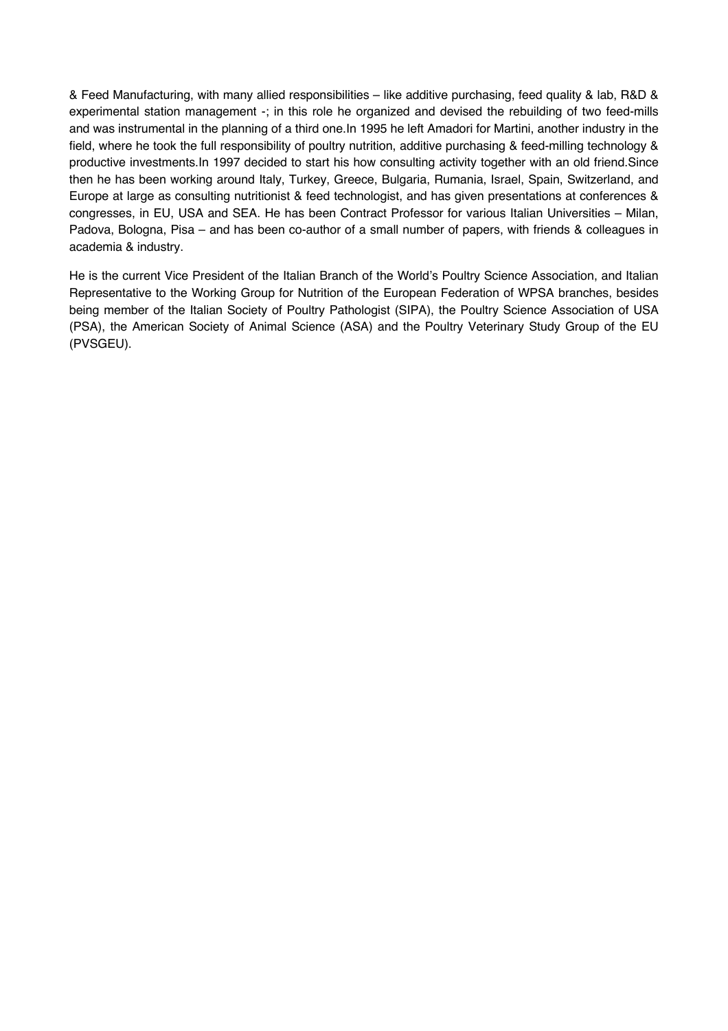& Feed Manufacturing, with many allied responsibilities – like additive purchasing, feed quality & lab, R&D & experimental station management -; in this role he organized and devised the rebuilding of two feed-mills and was instrumental in the planning of a third one.In 1995 he left Amadori for Martini, another industry in the field, where he took the full responsibility of poultry nutrition, additive purchasing & feed-milling technology & productive investments.In 1997 decided to start his how consulting activity together with an old friend.Since then he has been working around Italy, Turkey, Greece, Bulgaria, Rumania, Israel, Spain, Switzerland, and Europe at large as consulting nutritionist & feed technologist, and has given presentations at conferences & congresses, in EU, USA and SEA. He has been Contract Professor for various Italian Universities – Milan, Padova, Bologna, Pisa – and has been co-author of a small number of papers, with friends & colleagues in academia & industry.

He is the current Vice President of the Italian Branch of the World's Poultry Science Association, and Italian Representative to the Working Group for Nutrition of the European Federation of WPSA branches, besides being member of the Italian Society of Poultry Pathologist (SIPA), the Poultry Science Association of USA (PSA), the American Society of Animal Science (ASA) and the Poultry Veterinary Study Group of the EU (PVSGEU).